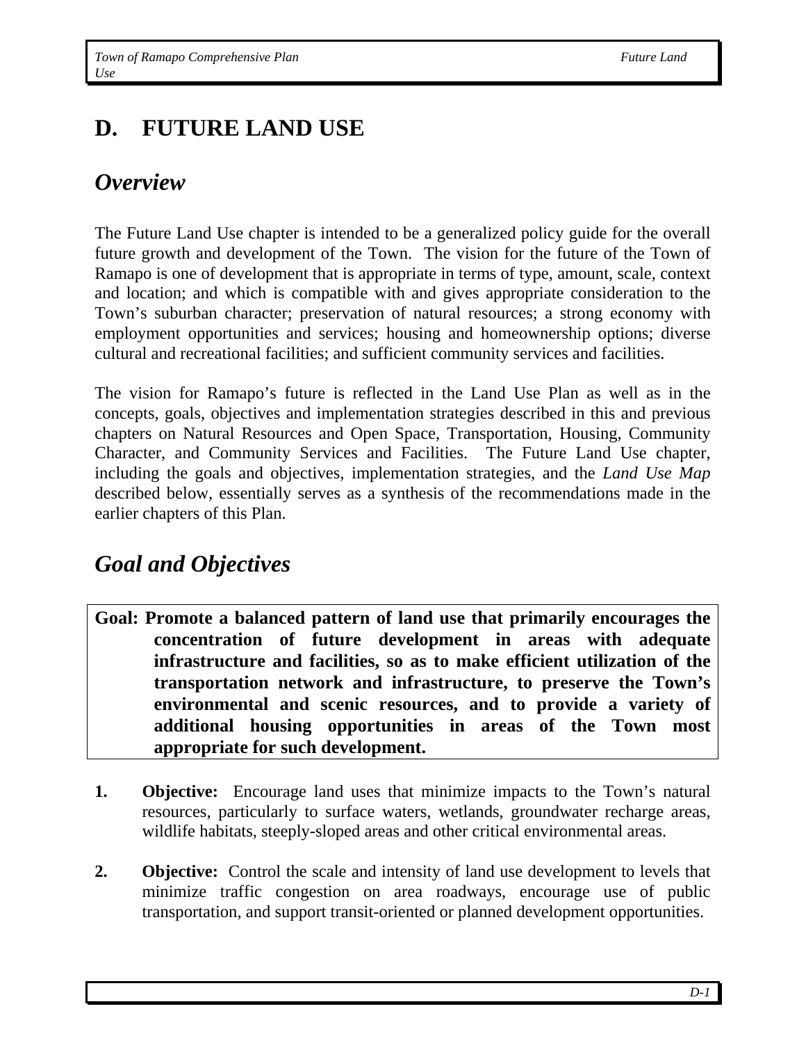# D. FUTURE LAND USE

## *Overview*

The Future Land Use chapter is intended to be a generalized policy guide for the overall future growth and development of the Town. The vision for the future of the Town of Ramapo is one of development that is appropriate in terms of type, amount, scale, context and location; and which is compatible with and gives appropriate consideration to the Town's suburban character; preservation of natural resources; a strong economy with employment opportunities and services; housing and homeownership options; diverse cultural and recreational facilities; and sufficient community services and facilities.

The vision for Ramapo's future is reflected in the Land Use Plan as well as in the concepts, goals, objectives and implementation strategies described in this and previous chapters on Natural Resources and Open Space, Transportation, Housing, Community Character, and Community Services and Facilities. The Future Land Use chapter, including the goals and objectives, implementation strategies, and the *Land Use Map* described below, essentially serves as a synthesis of the recommendations made in the earlier chapters of this Plan.

## *Goal and Objectives*

**Goal: Promote a balanced pattern of land use that primarily encourages the concentration of future development in areas with adequate infrastructure and facilities, so as to make efficient utilization of the transportation network and infrastructure, to preserve the Town's environmental and scenic resources, and to provide a variety of additional housing opportunities in areas of the Town most appropriate for such development.**

1. **Objective:** Encourage land uses that minimize impacts to the Town's natural resources, particularly to surface waters, wetlands, groundwater recharge areas, wildlife habitats, steeply-sloped areas and other critical environmental areas.

2. **Objective:** Control the scale and intensity of land use development to levels that minimize traffic congestion on area roadways, encourage use of public transportation, and support transit-oriented or planned development opportunities.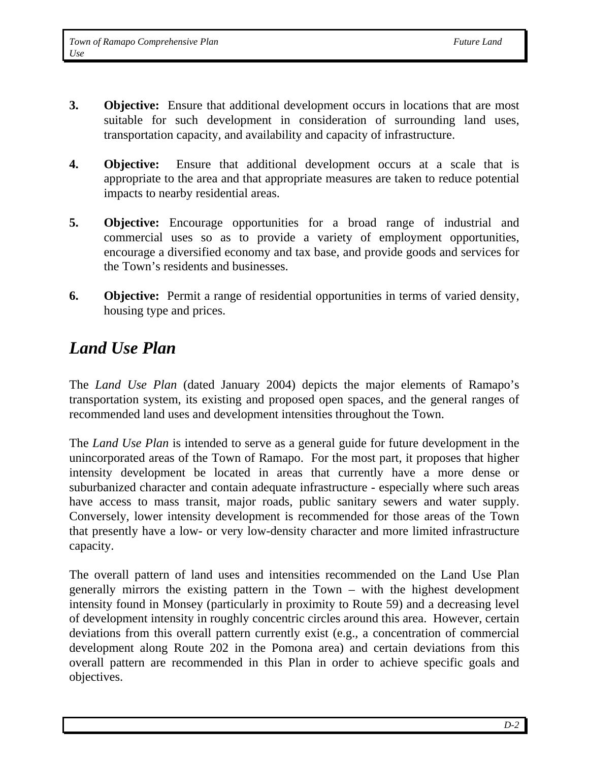3. **Objective:** Ensure that additional development occurs in locations that are most suitable for such development in consideration of surrounding land uses, transportation capacity, and availability and capacity of infrastructure.

4. **Objective:** Ensure that additional development occurs at a scale that is appropriate to the area and that appropriate measures are taken to reduce potential impacts to nearby residential areas.

5. **Objective:** Encourage opportunities for a broad range of industrial and commercial uses so as to provide a variety of employment opportunities, encourage a diversified economy and tax base, and provide goods and services for the Town's residents and businesses.

6. **Objective:** Permit a range of residential opportunities in terms of varied density, housing type and prices.

## *Land Use Plan*

The *Land Use Plan* (dated January 2004) depicts the major elements of Ramapo's transportation system, its existing and proposed open spaces, and the general ranges of recommended land uses and development intensities throughout the Town.

The *Land Use Plan* is intended to serve as a general guide for future development in the unincorporated areas of the Town of Ramapo. For the most part, it proposes that higher intensity development be located in areas that currently have a more dense or suburbanized character and contain adequate infrastructure - especially where such areas have access to mass transit, major roads, public sanitary sewers and water supply. Conversely, lower intensity development is recommended for those areas of the Town that presently have a low- or very low-density character and more limited infrastructure capacity.

The overall pattern of land uses and intensities recommended on the Land Use Plan generally mirrors the existing pattern in the Town – with the highest development intensity found in Monsey (particularly in proximity to Route 59) and a decreasing level of development intensity in roughly concentric circles around this area. However, certain deviations from this overall pattern currently exist (e.g., a concentration of commercial development along Route 202 in the Pomona area) and certain deviations from this overall pattern are recommended in this Plan in order to achieve specific goals and objectives.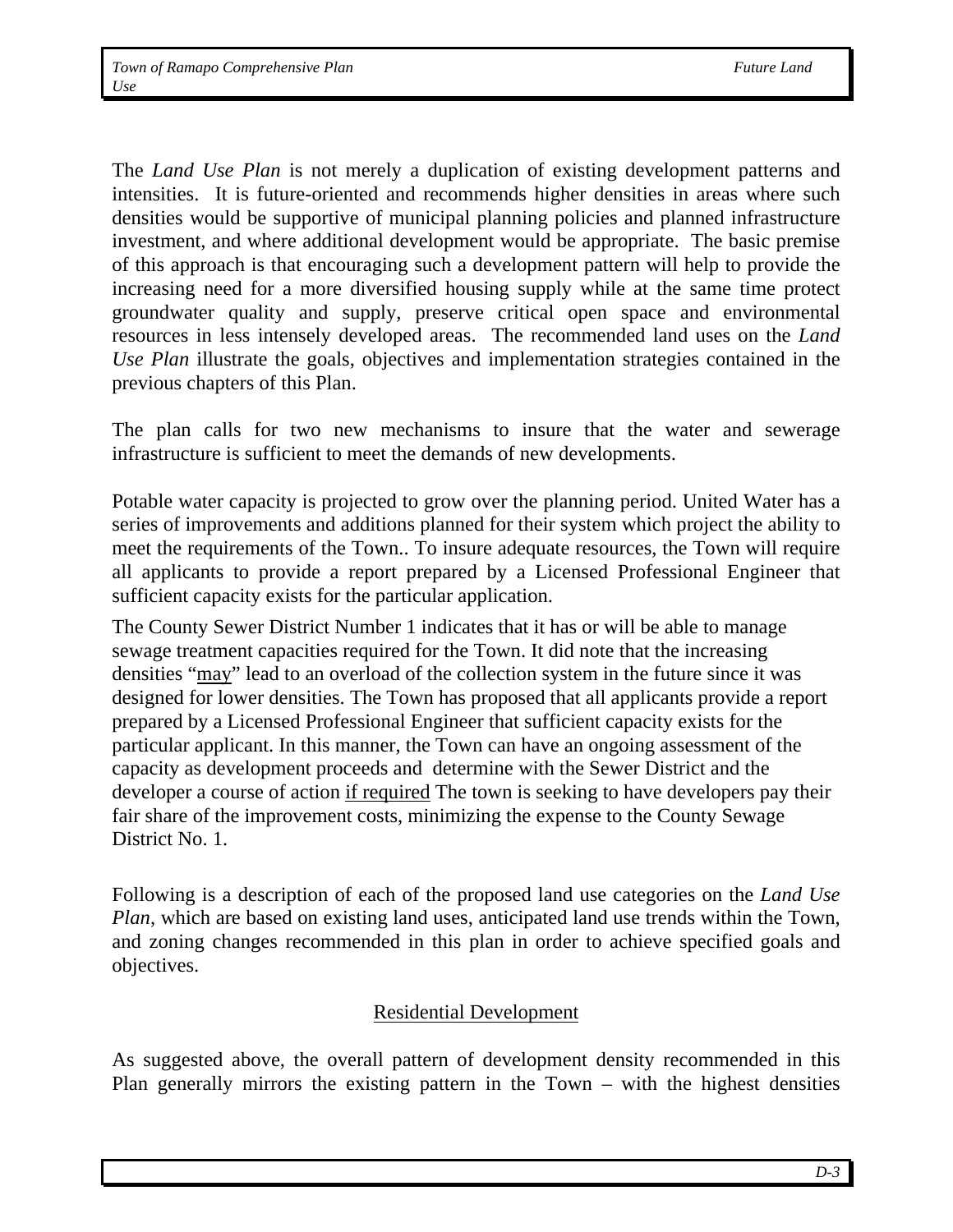The *Land Use Plan* is not merely a duplication of existing development patterns and intensities. It is future-oriented and recommends higher densities in areas where such densities would be supportive of municipal planning policies and planned infrastructure investment, and where additional development would be appropriate. The basic premise of this approach is that encouraging such a development pattern will help to provide the increasing need for a more diversified housing supply while at the same time protect groundwater quality and supply, preserve critical open space and environmental resources in less intensely developed areas. The recommended land uses on the *Land Use Plan* illustrate the goals, objectives and implementation strategies contained in the previous chapters of this Plan.

The plan calls for two new mechanisms to insure that the water and sewerage infrastructure is sufficient to meet the demands of new developments.

Potable water capacity is projected to grow over the planning period. United Water has a series of improvements and additions planned for their system which project the ability to meet the requirements of the Town.. To insure adequate resources, the Town will require all applicants to provide a report prepared by a Licensed Professional Engineer that sufficient capacity exists for the particular application.

The County Sewer District Number 1 indicates that it has or will be able to manage sewage treatment capacities required for the Town. It did note that the increasing densities "may" lead to an overload of the collection system in the future since it was designed for lower densities. The Town has proposed that all applicants provide a report prepared by a Licensed Professional Engineer that sufficient capacity exists for the particular applicant. In this manner, the Town can have an ongoing assessment of the capacity as development proceeds and determine with the Sewer District and the developer a course of action if required The town is seeking to have developers pay their fair share of the improvement costs, minimizing the expense to the County Sewage District No. 1.

Following is a description of each of the proposed land use categories on the *Land Use Plan*, which are based on existing land uses, anticipated land use trends within the Town, and zoning changes recommended in this plan in order to achieve specified goals and objectives.

## Residential Development

As suggested above, the overall pattern of development density recommended in this Plan generally mirrors the existing pattern in the Town – with the highest densities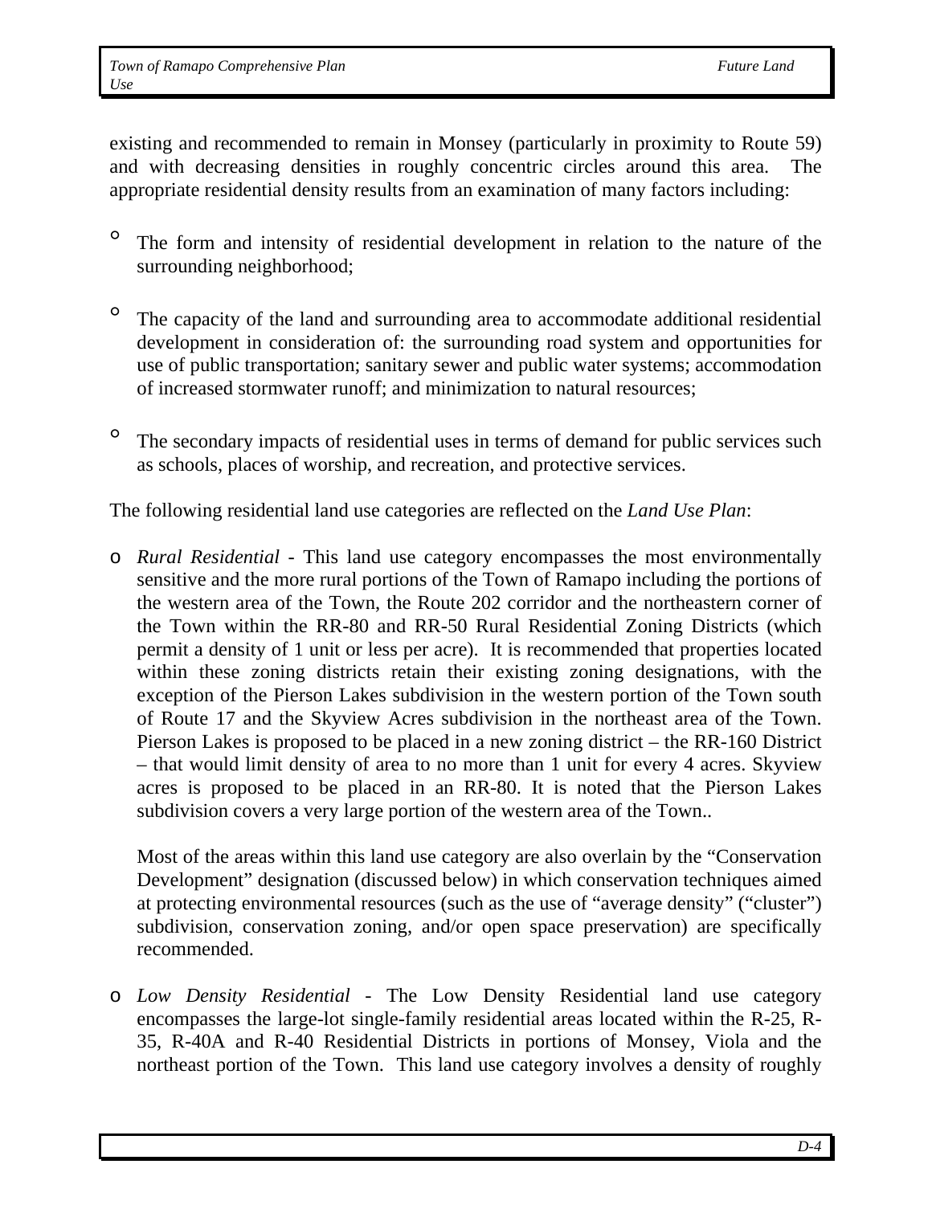existing and recommended to remain in Monsey (particularly in proximity to Route 59) and with decreasing densities in roughly concentric circles around this area. The appropriate residential density results from an examination of many factors including:

- The form and intensity of residential development in relation to the nature of the surrounding neighborhood;

- The capacity of the land and surrounding area to accommodate additional residential development in consideration of: the surrounding road system and opportunities for use of public transportation; sanitary sewer and public water systems; accommodation of increased stormwater runoff; and minimization to natural resources;

- The secondary impacts of residential uses in terms of demand for public services such as schools, places of worship, and recreation, and protective services.

The following residential land use categories are reflected on the *Land Use Plan*:

- *Rural Residential* - This land use category encompasses the most environmentally sensitive and the more rural portions of the Town of Ramapo including the portions of the western area of the Town, the Route 202 corridor and the northeastern corner of the Town within the RR-80 and RR-50 Rural Residential Zoning Districts (which permit a density of 1 unit or less per acre). It is recommended that properties located within these zoning districts retain their existing zoning designations, with the exception of the Pierson Lakes subdivision in the western portion of the Town south of Route 17 and the Skyview Acres subdivision in the northeast area of the Town. Pierson Lakes is proposed to be placed in a new zoning district – the RR-160 District – that would limit density of area to no more than 1 unit for every 4 acres. Skyview acres is proposed to be placed in an RR-80. It is noted that the Pierson Lakes subdivision covers a very large portion of the western area of the Town..

  Most of the areas within this land use category are also overlain by the "Conservation Development" designation (discussed below) in which conservation techniques aimed at protecting environmental resources (such as the use of "average density" ("cluster") subdivision, conservation zoning, and/or open space preservation) are specifically recommended.

- *Low Density Residential* - The Low Density Residential land use category encompasses the large-lot single-family residential areas located within the R-25, R-35, R-40A and R-40 Residential Districts in portions of Monsey, Viola and the northeast portion of the Town. This land use category involves a density of roughly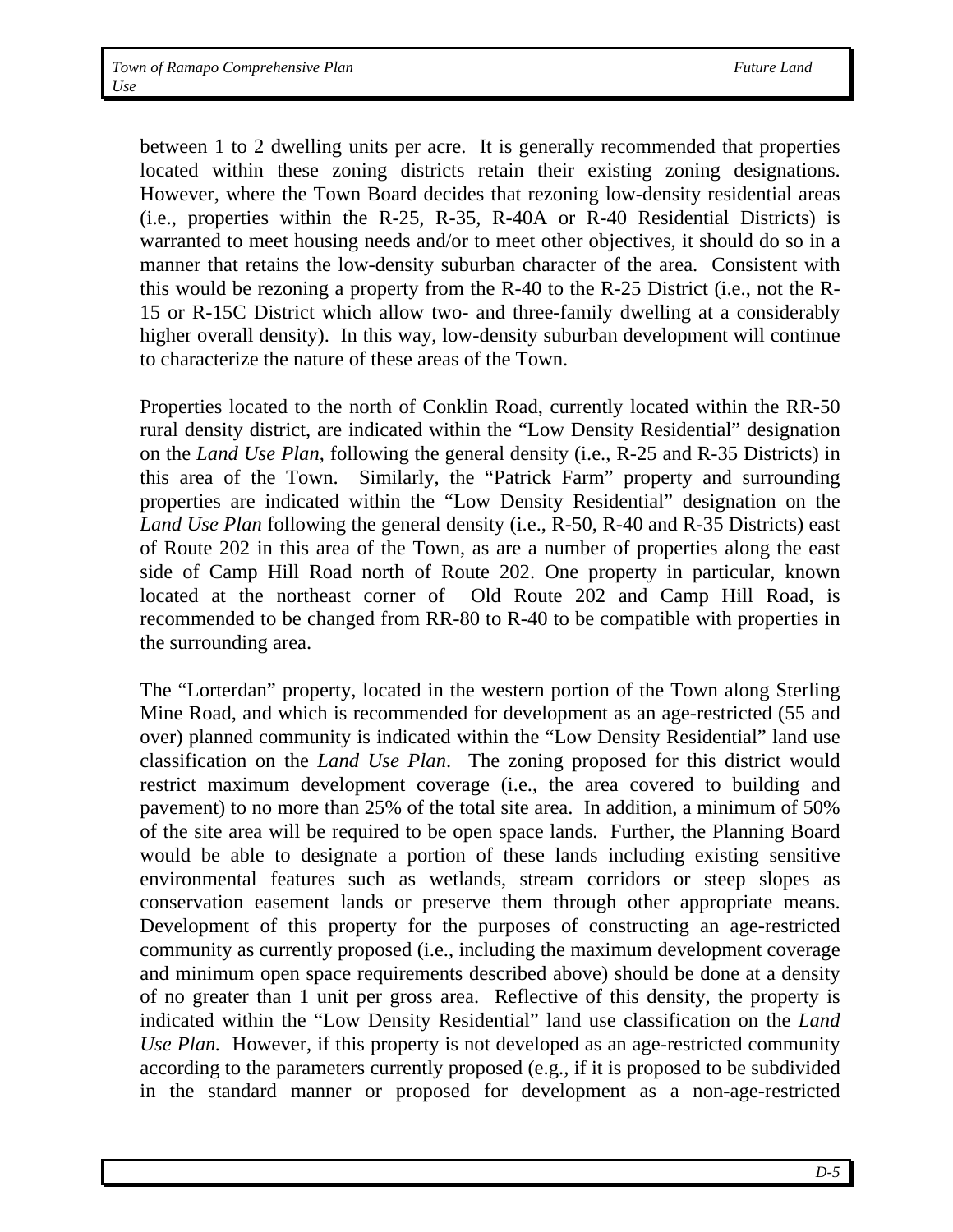between 1 to 2 dwelling units per acre. It is generally recommended that properties located within these zoning districts retain their existing zoning designations. However, where the Town Board decides that rezoning low-density residential areas (i.e., properties within the R-25, R-35, R-40A or R-40 Residential Districts) is warranted to meet housing needs and/or to meet other objectives, it should do so in a manner that retains the low-density suburban character of the area. Consistent with this would be rezoning a property from the R-40 to the R-25 District (i.e., not the R-15 or R-15C District which allow two- and three-family dwelling at a considerably higher overall density). In this way, low-density suburban development will continue to characterize the nature of these areas of the Town.

Properties located to the north of Conklin Road, currently located within the RR-50 rural density district, are indicated within the "Low Density Residential" designation on the *Land Use Plan*, following the general density (i.e., R-25 and R-35 Districts) in this area of the Town. Similarly, the "Patrick Farm" property and surrounding properties are indicated within the "Low Density Residential" designation on the *Land Use Plan* following the general density (i.e., R-50, R-40 and R-35 Districts) east of Route 202 in this area of the Town, as are a number of properties along the east side of Camp Hill Road north of Route 202. One property in particular, known located at the northeast corner of Old Route 202 and Camp Hill Road, is recommended to be changed from RR-80 to R-40 to be compatible with properties in the surrounding area.

The "Lorterdan" property, located in the western portion of the Town along Sterling Mine Road, and which is recommended for development as an age-restricted (55 and over) planned community is indicated within the "Low Density Residential" land use classification on the *Land Use Plan*. The zoning proposed for this district would restrict maximum development coverage (i.e., the area covered to building and pavement) to no more than 25% of the total site area. In addition, a minimum of 50% of the site area will be required to be open space lands. Further, the Planning Board would be able to designate a portion of these lands including existing sensitive environmental features such as wetlands, stream corridors or steep slopes as conservation easement lands or preserve them through other appropriate means. Development of this property for the purposes of constructing an age-restricted community as currently proposed (i.e., including the maximum development coverage and minimum open space requirements described above) should be done at a density of no greater than 1 unit per gross area. Reflective of this density, the property is indicated within the "Low Density Residential" land use classification on the *Land Use Plan.* However, if this property is not developed as an age-restricted community according to the parameters currently proposed (e.g., if it is proposed to be subdivided in the standard manner or proposed for development as a non-age-restricted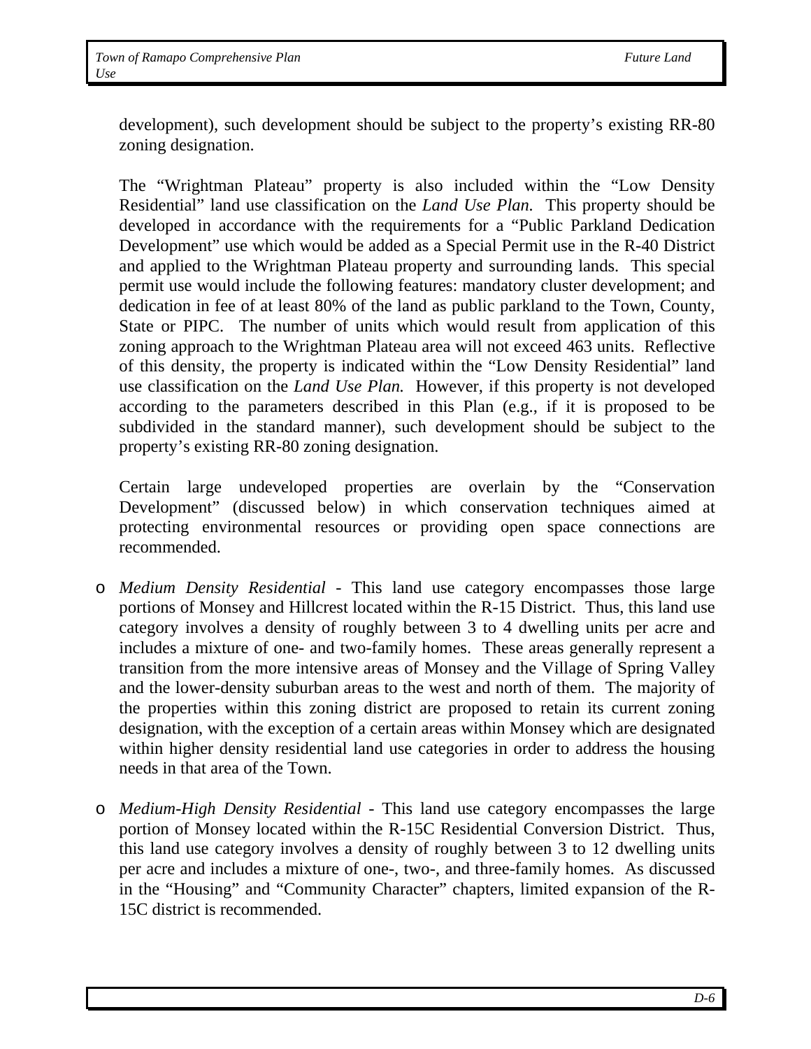development), such development should be subject to the property's existing RR-80 zoning designation.

The "Wrightman Plateau" property is also included within the "Low Density Residential" land use classification on the *Land Use Plan.* This property should be developed in accordance with the requirements for a "Public Parkland Dedication Development" use which would be added as a Special Permit use in the R-40 District and applied to the Wrightman Plateau property and surrounding lands. This special permit use would include the following features: mandatory cluster development; and dedication in fee of at least 80% of the land as public parkland to the Town, County, State or PIPC. The number of units which would result from application of this zoning approach to the Wrightman Plateau area will not exceed 463 units. Reflective of this density, the property is indicated within the "Low Density Residential" land use classification on the *Land Use Plan.* However, if this property is not developed according to the parameters described in this Plan (e.g., if it is proposed to be subdivided in the standard manner), such development should be subject to the property's existing RR-80 zoning designation.

Certain large undeveloped properties are overlain by the "Conservation Development" (discussed below) in which conservation techniques aimed at protecting environmental resources or providing open space connections are recommended.

- *Medium Density Residential* - This land use category encompasses those large portions of Monsey and Hillcrest located within the R-15 District. Thus, this land use category involves a density of roughly between 3 to 4 dwelling units per acre and includes a mixture of one- and two-family homes. These areas generally represent a transition from the more intensive areas of Monsey and the Village of Spring Valley and the lower-density suburban areas to the west and north of them. The majority of the properties within this zoning district are proposed to retain its current zoning designation, with the exception of a certain areas within Monsey which are designated within higher density residential land use categories in order to address the housing needs in that area of the Town.

- *Medium-High Density Residential* - This land use category encompasses the large portion of Monsey located within the R-15C Residential Conversion District. Thus, this land use category involves a density of roughly between 3 to 12 dwelling units per acre and includes a mixture of one-, two-, and three-family homes. As discussed in the "Housing" and "Community Character" chapters, limited expansion of the R-15C district is recommended.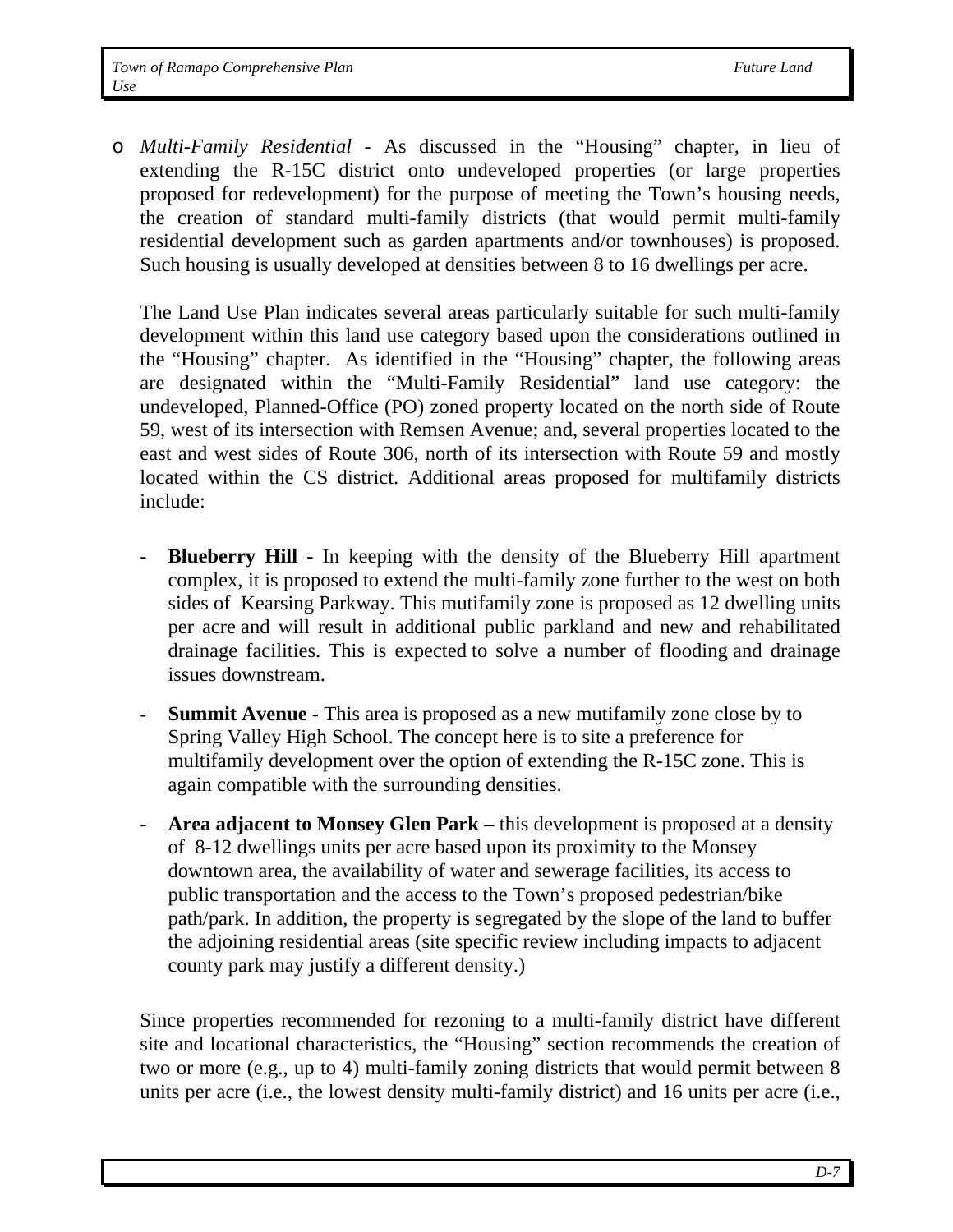- *Multi-Family Residential* - As discussed in the "Housing" chapter, in lieu of extending the R-15C district onto undeveloped properties (or large properties proposed for redevelopment) for the purpose of meeting the Town's housing needs, the creation of standard multi-family districts (that would permit multi-family residential development such as garden apartments and/or townhouses) is proposed. Such housing is usually developed at densities between 8 to 16 dwellings per acre.

  The Land Use Plan indicates several areas particularly suitable for such multi-family development within this land use category based upon the considerations outlined in the "Housing" chapter. As identified in the "Housing" chapter, the following areas are designated within the "Multi-Family Residential" land use category: the undeveloped, Planned-Office (PO) zoned property located on the north side of Route 59, west of its intersection with Remsen Avenue; and, several properties located to the east and west sides of Route 306, north of its intersection with Route 59 and mostly located within the CS district. Additional areas proposed for multifamily districts include:

  - **Blueberry Hill -** In keeping with the density of the Blueberry Hill apartment complex, it is proposed to extend the multi-family zone further to the west on both sides of Kearsing Parkway. This mutifamily zone is proposed as 12 dwelling units per acre and will result in additional public parkland and new and rehabilitated drainage facilities. This is expected to solve a number of flooding and drainage issues downstream.
  - **Summit Avenue -** This area is proposed as a new mutifamily zone close by to Spring Valley High School. The concept here is to site a preference for multifamily development over the option of extending the R-15C zone. This is again compatible with the surrounding densities.
  - **Area adjacent to Monsey Glen Park –** this development is proposed at a density of 8-12 dwellings units per acre based upon its proximity to the Monsey downtown area, the availability of water and sewerage facilities, its access to public transportation and the access to the Town's proposed pedestrian/bike path/park. In addition, the property is segregated by the slope of the land to buffer the adjoining residential areas (site specific review including impacts to adjacent county park may justify a different density.)

  Since properties recommended for rezoning to a multi-family district have different site and locational characteristics, the "Housing" section recommends the creation of two or more (e.g., up to 4) multi-family zoning districts that would permit between 8 units per acre (i.e., the lowest density multi-family district) and 16 units per acre (i.e.,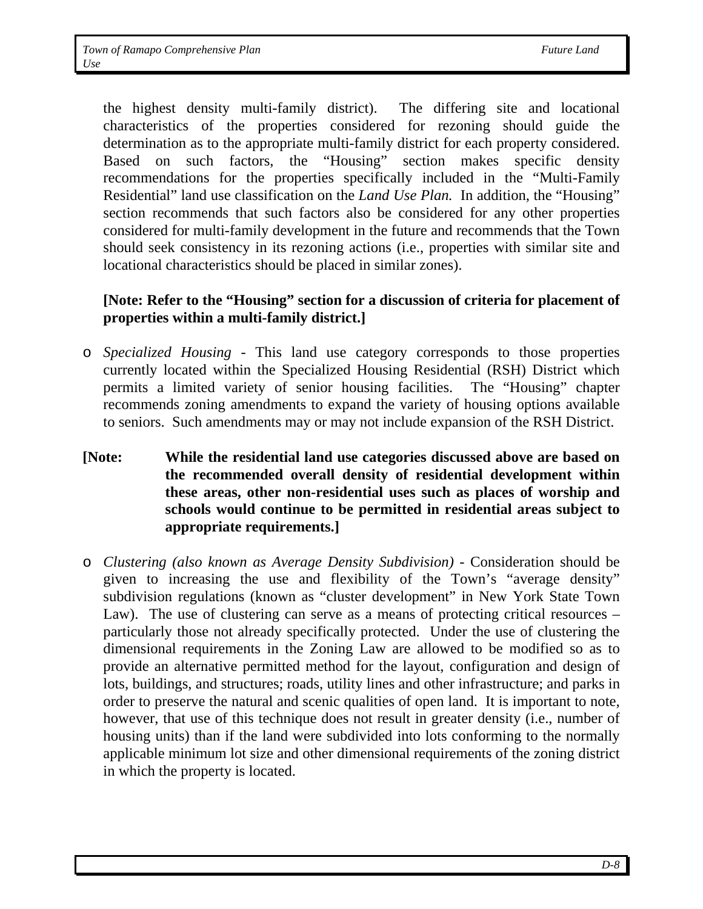the highest density multi-family district). The differing site and locational characteristics of the properties considered for rezoning should guide the determination as to the appropriate multi-family district for each property considered. Based on such factors, the "Housing" section makes specific density recommendations for the properties specifically included in the "Multi-Family Residential" land use classification on the *Land Use Plan.* In addition, the "Housing" section recommends that such factors also be considered for any other properties considered for multi-family development in the future and recommends that the Town should seek consistency in its rezoning actions (i.e., properties with similar site and locational characteristics should be placed in similar zones).

**[Note: Refer to the "Housing" section for a discussion of criteria for placement of properties within a multi-family district.]**

- *Specialized Housing* - This land use category corresponds to those properties currently located within the Specialized Housing Residential (RSH) District which permits a limited variety of senior housing facilities. The "Housing" chapter recommends zoning amendments to expand the variety of housing options available to seniors. Such amendments may or may not include expansion of the RSH District.

**[Note: While the residential land use categories discussed above are based on the recommended overall density of residential development within these areas, other non-residential uses such as places of worship and schools would continue to be permitted in residential areas subject to appropriate requirements.]**

- *Clustering (also known as Average Density Subdivision)* - Consideration should be given to increasing the use and flexibility of the Town's "average density" subdivision regulations (known as "cluster development" in New York State Town Law). The use of clustering can serve as a means of protecting critical resources – particularly those not already specifically protected. Under the use of clustering the dimensional requirements in the Zoning Law are allowed to be modified so as to provide an alternative permitted method for the layout, configuration and design of lots, buildings, and structures; roads, utility lines and other infrastructure; and parks in order to preserve the natural and scenic qualities of open land. It is important to note, however, that use of this technique does not result in greater density (i.e., number of housing units) than if the land were subdivided into lots conforming to the normally applicable minimum lot size and other dimensional requirements of the zoning district in which the property is located.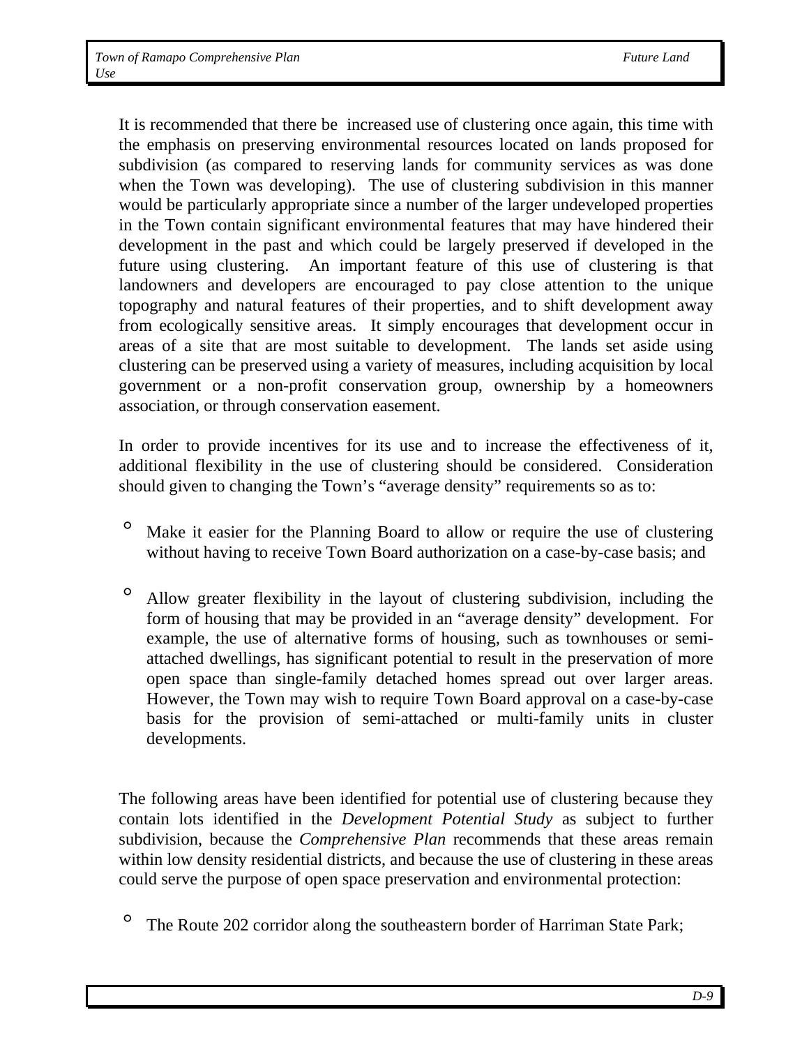It is recommended that there be increased use of clustering once again, this time with the emphasis on preserving environmental resources located on lands proposed for subdivision (as compared to reserving lands for community services as was done when the Town was developing). The use of clustering subdivision in this manner would be particularly appropriate since a number of the larger undeveloped properties in the Town contain significant environmental features that may have hindered their development in the past and which could be largely preserved if developed in the future using clustering. An important feature of this use of clustering is that landowners and developers are encouraged to pay close attention to the unique topography and natural features of their properties, and to shift development away from ecologically sensitive areas. It simply encourages that development occur in areas of a site that are most suitable to development. The lands set aside using clustering can be preserved using a variety of measures, including acquisition by local government or a non-profit conservation group, ownership by a homeowners association, or through conservation easement.

In order to provide incentives for its use and to increase the effectiveness of it, additional flexibility in the use of clustering should be considered. Consideration should given to changing the Town's "average density" requirements so as to:

- Make it easier for the Planning Board to allow or require the use of clustering without having to receive Town Board authorization on a case-by-case basis; and

- Allow greater flexibility in the layout of clustering subdivision, including the form of housing that may be provided in an "average density" development. For example, the use of alternative forms of housing, such as townhouses or semi-attached dwellings, has significant potential to result in the preservation of more open space than single-family detached homes spread out over larger areas. However, the Town may wish to require Town Board approval on a case-by-case basis for the provision of semi-attached or multi-family units in cluster developments.

The following areas have been identified for potential use of clustering because they contain lots identified in the *Development Potential Study* as subject to further subdivision, because the *Comprehensive Plan* recommends that these areas remain within low density residential districts, and because the use of clustering in these areas could serve the purpose of open space preservation and environmental protection:

- The Route 202 corridor along the southeastern border of Harriman State Park;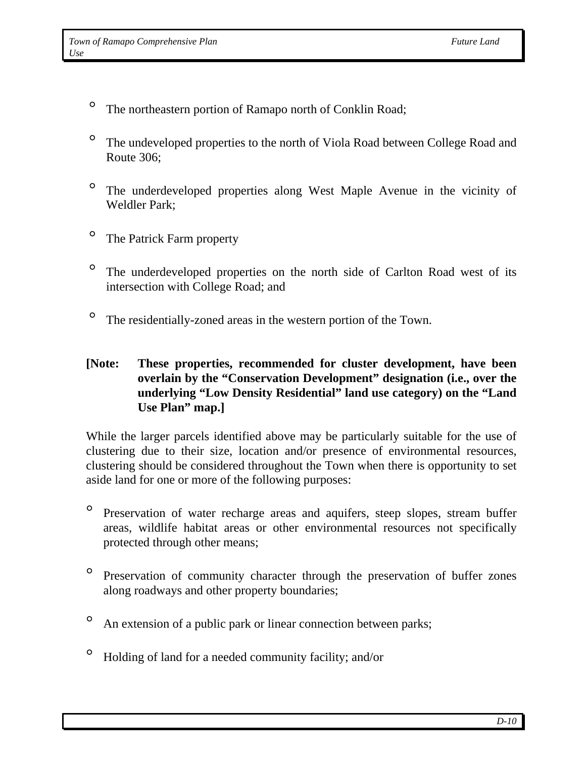- The northeastern portion of Ramapo north of Conklin Road;

- The undeveloped properties to the north of Viola Road between College Road and Route 306;

- The underdeveloped properties along West Maple Avenue in the vicinity of Weldler Park;

- The Patrick Farm property

- The underdeveloped properties on the north side of Carlton Road west of its intersection with College Road; and

- The residentially-zoned areas in the western portion of the Town.

**[Note: These properties, recommended for cluster development, have been overlain by the "Conservation Development" designation (i.e., over the underlying "Low Density Residential" land use category) on the "Land Use Plan" map.]**

While the larger parcels identified above may be particularly suitable for the use of clustering due to their size, location and/or presence of environmental resources, clustering should be considered throughout the Town when there is opportunity to set aside land for one or more of the following purposes:

- Preservation of water recharge areas and aquifers, steep slopes, stream buffer areas, wildlife habitat areas or other environmental resources not specifically protected through other means;

- Preservation of community character through the preservation of buffer zones along roadways and other property boundaries;

- An extension of a public park or linear connection between parks;

- Holding of land for a needed community facility; and/or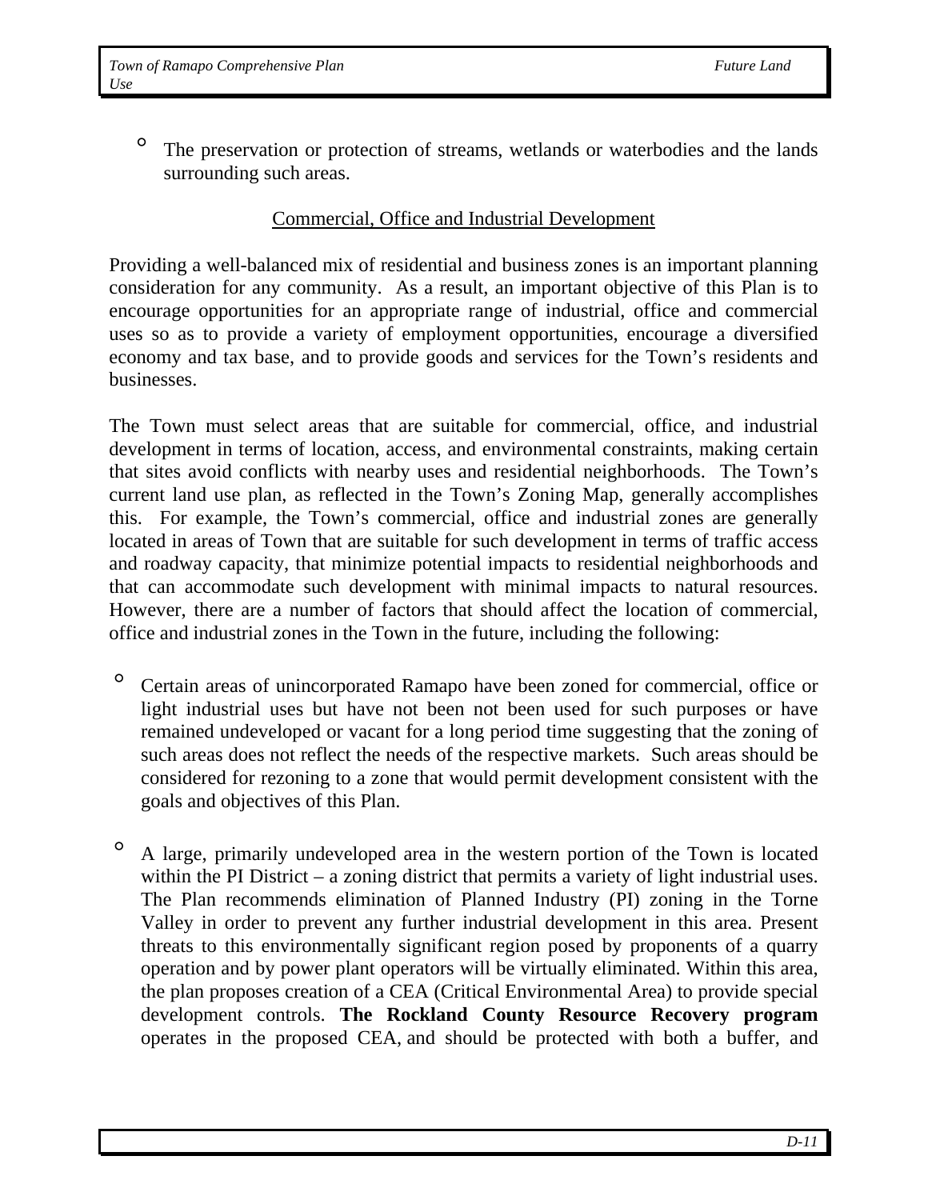- The preservation or protection of streams, wetlands or waterbodies and the lands surrounding such areas.

## Commercial, Office and Industrial Development

Providing a well-balanced mix of residential and business zones is an important planning consideration for any community. As a result, an important objective of this Plan is to encourage opportunities for an appropriate range of industrial, office and commercial uses so as to provide a variety of employment opportunities, encourage a diversified economy and tax base, and to provide goods and services for the Town's residents and businesses.

The Town must select areas that are suitable for commercial, office, and industrial development in terms of location, access, and environmental constraints, making certain that sites avoid conflicts with nearby uses and residential neighborhoods. The Town's current land use plan, as reflected in the Town's Zoning Map, generally accomplishes this. For example, the Town's commercial, office and industrial zones are generally located in areas of Town that are suitable for such development in terms of traffic access and roadway capacity, that minimize potential impacts to residential neighborhoods and that can accommodate such development with minimal impacts to natural resources. However, there are a number of factors that should affect the location of commercial, office and industrial zones in the Town in the future, including the following:

- Certain areas of unincorporated Ramapo have been zoned for commercial, office or light industrial uses but have not been not been used for such purposes or have remained undeveloped or vacant for a long period time suggesting that the zoning of such areas does not reflect the needs of the respective markets. Such areas should be considered for rezoning to a zone that would permit development consistent with the goals and objectives of this Plan.

- A large, primarily undeveloped area in the western portion of the Town is located within the PI District – a zoning district that permits a variety of light industrial uses. The Plan recommends elimination of Planned Industry (PI) zoning in the Torne Valley in order to prevent any further industrial development in this area. Present threats to this environmentally significant region posed by proponents of a quarry operation and by power plant operators will be virtually eliminated. Within this area, the plan proposes creation of a CEA (Critical Environmental Area) to provide special development controls. **The Rockland County Resource Recovery program** operates in the proposed CEA, and should be protected with both a buffer, and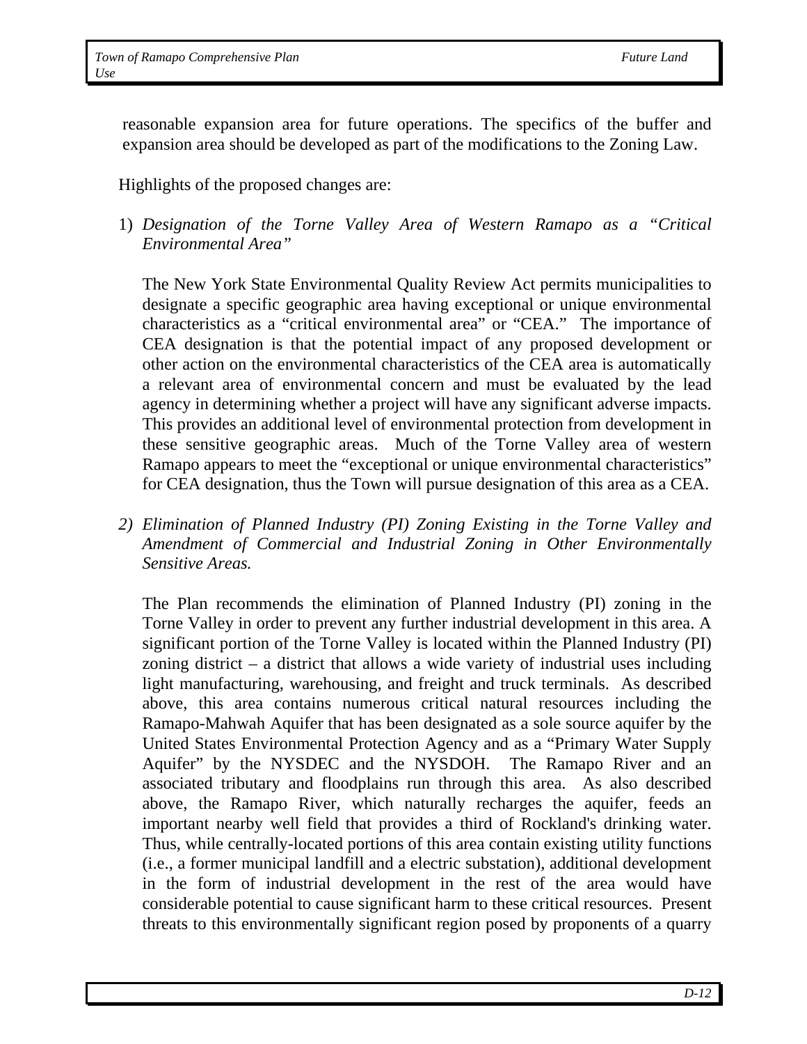reasonable expansion area for future operations. The specifics of the buffer and expansion area should be developed as part of the modifications to the Zoning Law.

Highlights of the proposed changes are:

1) *Designation of the Torne Valley Area of Western Ramapo as a "Critical Environmental Area"*

   The New York State Environmental Quality Review Act permits municipalities to designate a specific geographic area having exceptional or unique environmental characteristics as a "critical environmental area" or "CEA." The importance of CEA designation is that the potential impact of any proposed development or other action on the environmental characteristics of the CEA area is automatically a relevant area of environmental concern and must be evaluated by the lead agency in determining whether a project will have any significant adverse impacts. This provides an additional level of environmental protection from development in these sensitive geographic areas. Much of the Torne Valley area of western Ramapo appears to meet the "exceptional or unique environmental characteristics" for CEA designation, thus the Town will pursue designation of this area as a CEA.

2) *Elimination of Planned Industry (PI) Zoning Existing in the Torne Valley and Amendment of Commercial and Industrial Zoning in Other Environmentally Sensitive Areas.*

   The Plan recommends the elimination of Planned Industry (PI) zoning in the Torne Valley in order to prevent any further industrial development in this area. A significant portion of the Torne Valley is located within the Planned Industry (PI) zoning district – a district that allows a wide variety of industrial uses including light manufacturing, warehousing, and freight and truck terminals. As described above, this area contains numerous critical natural resources including the Ramapo-Mahwah Aquifer that has been designated as a sole source aquifer by the United States Environmental Protection Agency and as a "Primary Water Supply Aquifer" by the NYSDEC and the NYSDOH. The Ramapo River and an associated tributary and floodplains run through this area. As also described above, the Ramapo River, which naturally recharges the aquifer, feeds an important nearby well field that provides a third of Rockland's drinking water. Thus, while centrally-located portions of this area contain existing utility functions (i.e., a former municipal landfill and a electric substation), additional development in the form of industrial development in the rest of the area would have considerable potential to cause significant harm to these critical resources. Present threats to this environmentally significant region posed by proponents of a quarry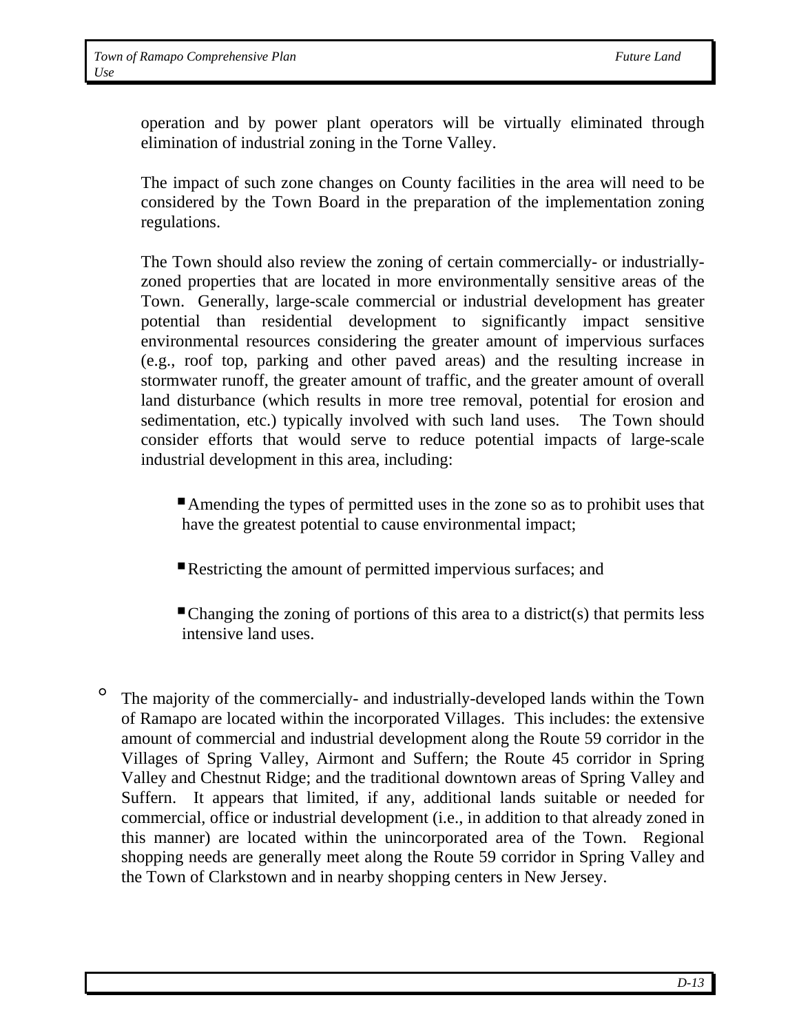operation and by power plant operators will be virtually eliminated through elimination of industrial zoning in the Torne Valley.

The impact of such zone changes on County facilities in the area will need to be considered by the Town Board in the preparation of the implementation zoning regulations.

The Town should also review the zoning of certain commercially- or industrially-zoned properties that are located in more environmentally sensitive areas of the Town. Generally, large-scale commercial or industrial development has greater potential than residential development to significantly impact sensitive environmental resources considering the greater amount of impervious surfaces (e.g., roof top, parking and other paved areas) and the resulting increase in stormwater runoff, the greater amount of traffic, and the greater amount of overall land disturbance (which results in more tree removal, potential for erosion and sedimentation, etc.) typically involved with such land uses. The Town should consider efforts that would serve to reduce potential impacts of large-scale industrial development in this area, including:

- Amending the types of permitted uses in the zone so as to prohibit uses that have the greatest potential to cause environmental impact;
- Restricting the amount of permitted impervious surfaces; and
- Changing the zoning of portions of this area to a district(s) that permits less intensive land uses.

- The majority of the commercially- and industrially-developed lands within the Town of Ramapo are located within the incorporated Villages. This includes: the extensive amount of commercial and industrial development along the Route 59 corridor in the Villages of Spring Valley, Airmont and Suffern; the Route 45 corridor in Spring Valley and Chestnut Ridge; and the traditional downtown areas of Spring Valley and Suffern. It appears that limited, if any, additional lands suitable or needed for commercial, office or industrial development (i.e., in addition to that already zoned in this manner) are located within the unincorporated area of the Town. Regional shopping needs are generally meet along the Route 59 corridor in Spring Valley and the Town of Clarkstown and in nearby shopping centers in New Jersey.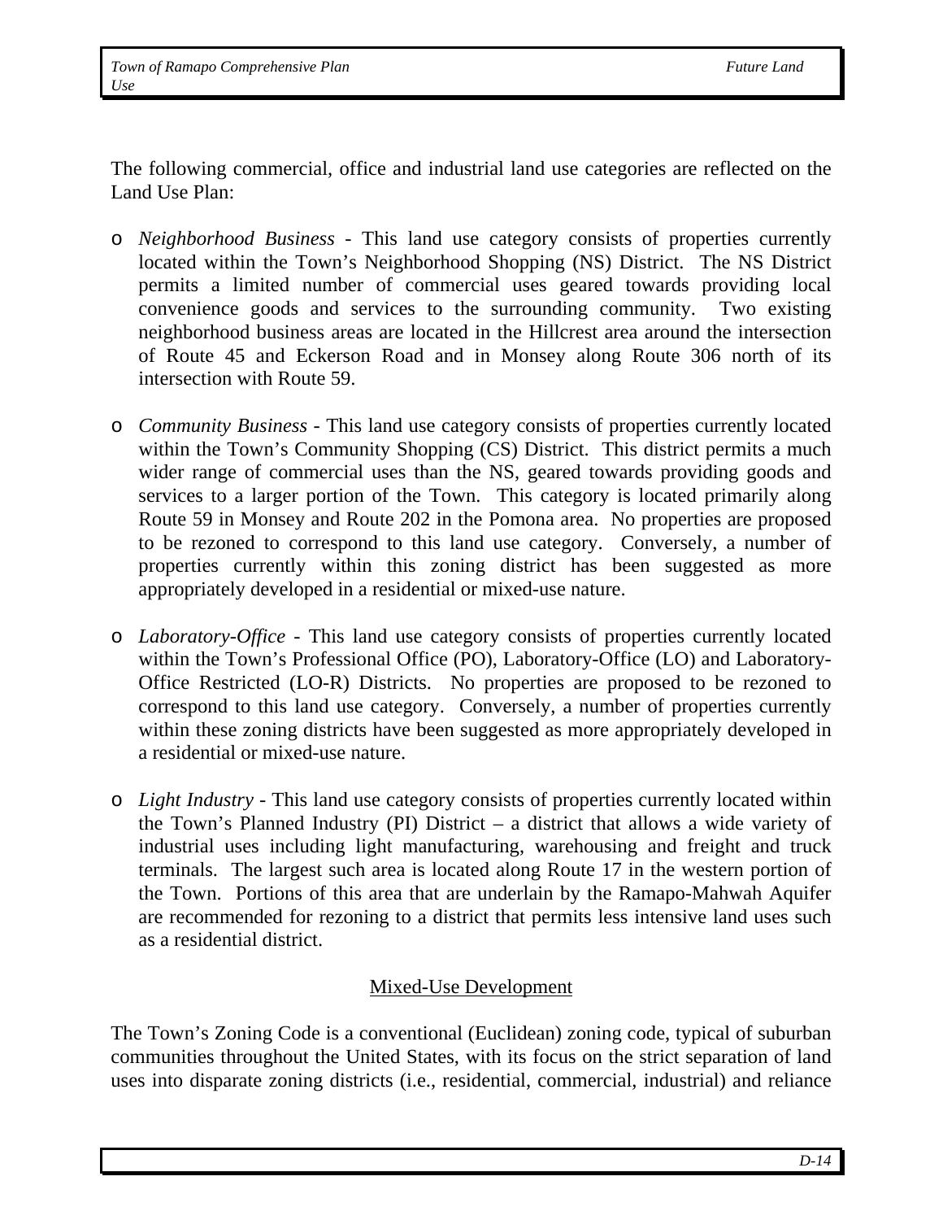The following commercial, office and industrial land use categories are reflected on the Land Use Plan:

- *Neighborhood Business* - This land use category consists of properties currently located within the Town's Neighborhood Shopping (NS) District. The NS District permits a limited number of commercial uses geared towards providing local convenience goods and services to the surrounding community. Two existing neighborhood business areas are located in the Hillcrest area around the intersection of Route 45 and Eckerson Road and in Monsey along Route 306 north of its intersection with Route 59.

- *Community Business* - This land use category consists of properties currently located within the Town's Community Shopping (CS) District. This district permits a much wider range of commercial uses than the NS, geared towards providing goods and services to a larger portion of the Town. This category is located primarily along Route 59 in Monsey and Route 202 in the Pomona area. No properties are proposed to be rezoned to correspond to this land use category. Conversely, a number of properties currently within this zoning district has been suggested as more appropriately developed in a residential or mixed-use nature.

- *Laboratory-Office* - This land use category consists of properties currently located within the Town's Professional Office (PO), Laboratory-Office (LO) and Laboratory-Office Restricted (LO-R) Districts. No properties are proposed to be rezoned to correspond to this land use category. Conversely, a number of properties currently within these zoning districts have been suggested as more appropriately developed in a residential or mixed-use nature.

- *Light Industry* - This land use category consists of properties currently located within the Town's Planned Industry (PI) District – a district that allows a wide variety of industrial uses including light manufacturing, warehousing and freight and truck terminals. The largest such area is located along Route 17 in the western portion of the Town. Portions of this area that are underlain by the Ramapo-Mahwah Aquifer are recommended for rezoning to a district that permits less intensive land uses such as a residential district.

## Mixed-Use Development

The Town's Zoning Code is a conventional (Euclidean) zoning code, typical of suburban communities throughout the United States, with its focus on the strict separation of land uses into disparate zoning districts (i.e., residential, commercial, industrial) and reliance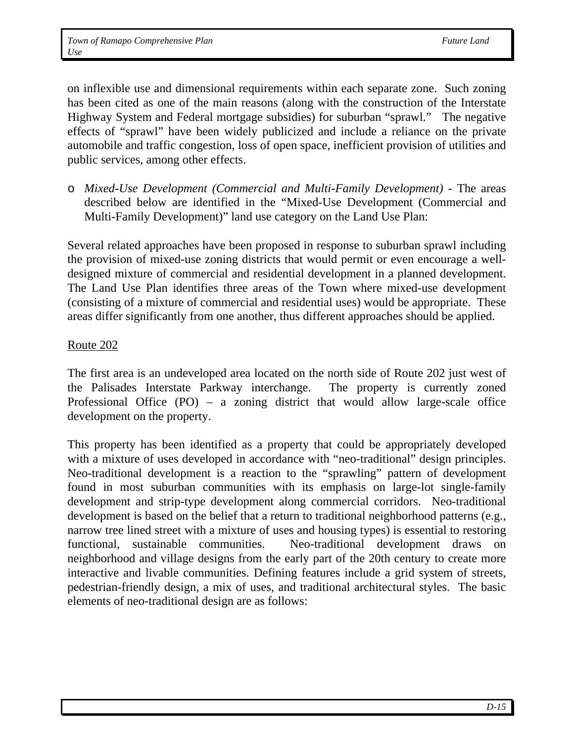on inflexible use and dimensional requirements within each separate zone. Such zoning has been cited as one of the main reasons (along with the construction of the Interstate Highway System and Federal mortgage subsidies) for suburban "sprawl." The negative effects of "sprawl" have been widely publicized and include a reliance on the private automobile and traffic congestion, loss of open space, inefficient provision of utilities and public services, among other effects.

- *Mixed-Use Development (Commercial and Multi-Family Development)* - The areas described below are identified in the "Mixed-Use Development (Commercial and Multi-Family Development)" land use category on the Land Use Plan:

Several related approaches have been proposed in response to suburban sprawl including the provision of mixed-use zoning districts that would permit or even encourage a well-designed mixture of commercial and residential development in a planned development. The Land Use Plan identifies three areas of the Town where mixed-use development (consisting of a mixture of commercial and residential uses) would be appropriate. These areas differ significantly from one another, thus different approaches should be applied.

<u>Route 202</u>

The first area is an undeveloped area located on the north side of Route 202 just west of the Palisades Interstate Parkway interchange. The property is currently zoned Professional Office (PO) – a zoning district that would allow large-scale office development on the property.

This property has been identified as a property that could be appropriately developed with a mixture of uses developed in accordance with "neo-traditional" design principles. Neo-traditional development is a reaction to the "sprawling" pattern of development found in most suburban communities with its emphasis on large-lot single-family development and strip-type development along commercial corridors. Neo-traditional development is based on the belief that a return to traditional neighborhood patterns (e.g., narrow tree lined street with a mixture of uses and housing types) is essential to restoring functional, sustainable communities. Neo-traditional development draws on neighborhood and village designs from the early part of the 20th century to create more interactive and livable communities. Defining features include a grid system of streets, pedestrian-friendly design, a mix of uses, and traditional architectural styles. The basic elements of neo-traditional design are as follows: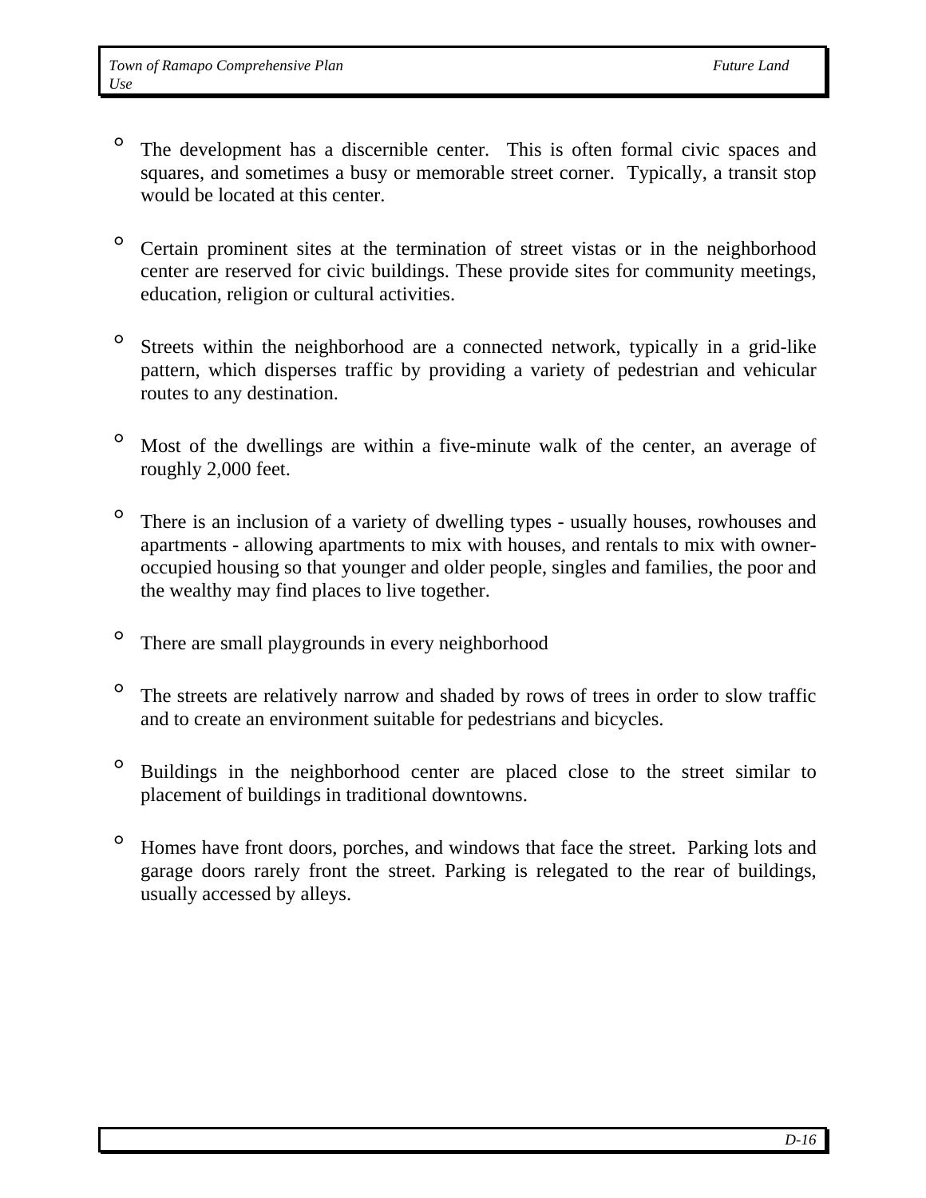- The development has a discernible center. This is often formal civic spaces and squares, and sometimes a busy or memorable street corner. Typically, a transit stop would be located at this center.

- Certain prominent sites at the termination of street vistas or in the neighborhood center are reserved for civic buildings. These provide sites for community meetings, education, religion or cultural activities.

- Streets within the neighborhood are a connected network, typically in a grid-like pattern, which disperses traffic by providing a variety of pedestrian and vehicular routes to any destination.

- Most of the dwellings are within a five-minute walk of the center, an average of roughly 2,000 feet.

- There is an inclusion of a variety of dwelling types - usually houses, rowhouses and apartments - allowing apartments to mix with houses, and rentals to mix with owner-occupied housing so that younger and older people, singles and families, the poor and the wealthy may find places to live together.

- There are small playgrounds in every neighborhood

- The streets are relatively narrow and shaded by rows of trees in order to slow traffic and to create an environment suitable for pedestrians and bicycles.

- Buildings in the neighborhood center are placed close to the street similar to placement of buildings in traditional downtowns.

- Homes have front doors, porches, and windows that face the street. Parking lots and garage doors rarely front the street. Parking is relegated to the rear of buildings, usually accessed by alleys.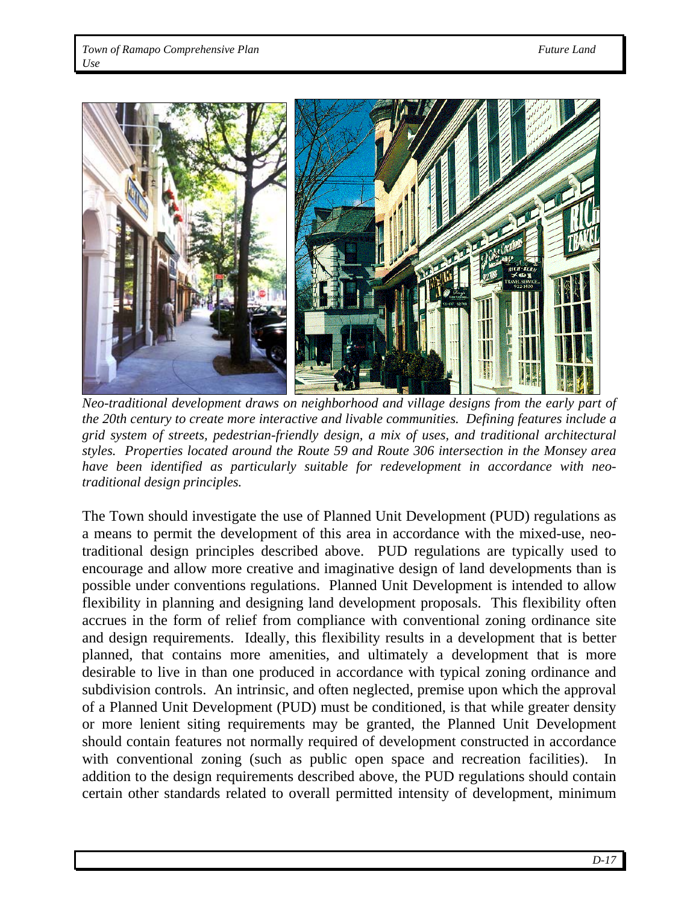*Neo-traditional development draws on neighborhood and village designs from the early part of the 20th century to create more interactive and livable communities. Defining features include a grid system of streets, pedestrian-friendly design, a mix of uses, and traditional architectural styles. Properties located around the Route 59 and Route 306 intersection in the Monsey area have been identified as particularly suitable for redevelopment in accordance with neo-traditional design principles.*

The Town should investigate the use of Planned Unit Development (PUD) regulations as a means to permit the development of this area in accordance with the mixed-use, neo-traditional design principles described above. PUD regulations are typically used to encourage and allow more creative and imaginative design of land developments than is possible under conventions regulations. Planned Unit Development is intended to allow flexibility in planning and designing land development proposals. This flexibility often accrues in the form of relief from compliance with conventional zoning ordinance site and design requirements. Ideally, this flexibility results in a development that is better planned, that contains more amenities, and ultimately a development that is more desirable to live in than one produced in accordance with typical zoning ordinance and subdivision controls. An intrinsic, and often neglected, premise upon which the approval of a Planned Unit Development (PUD) must be conditioned, is that while greater density or more lenient siting requirements may be granted, the Planned Unit Development should contain features not normally required of development constructed in accordance with conventional zoning (such as public open space and recreation facilities). In addition to the design requirements described above, the PUD regulations should contain certain other standards related to overall permitted intensity of development, minimum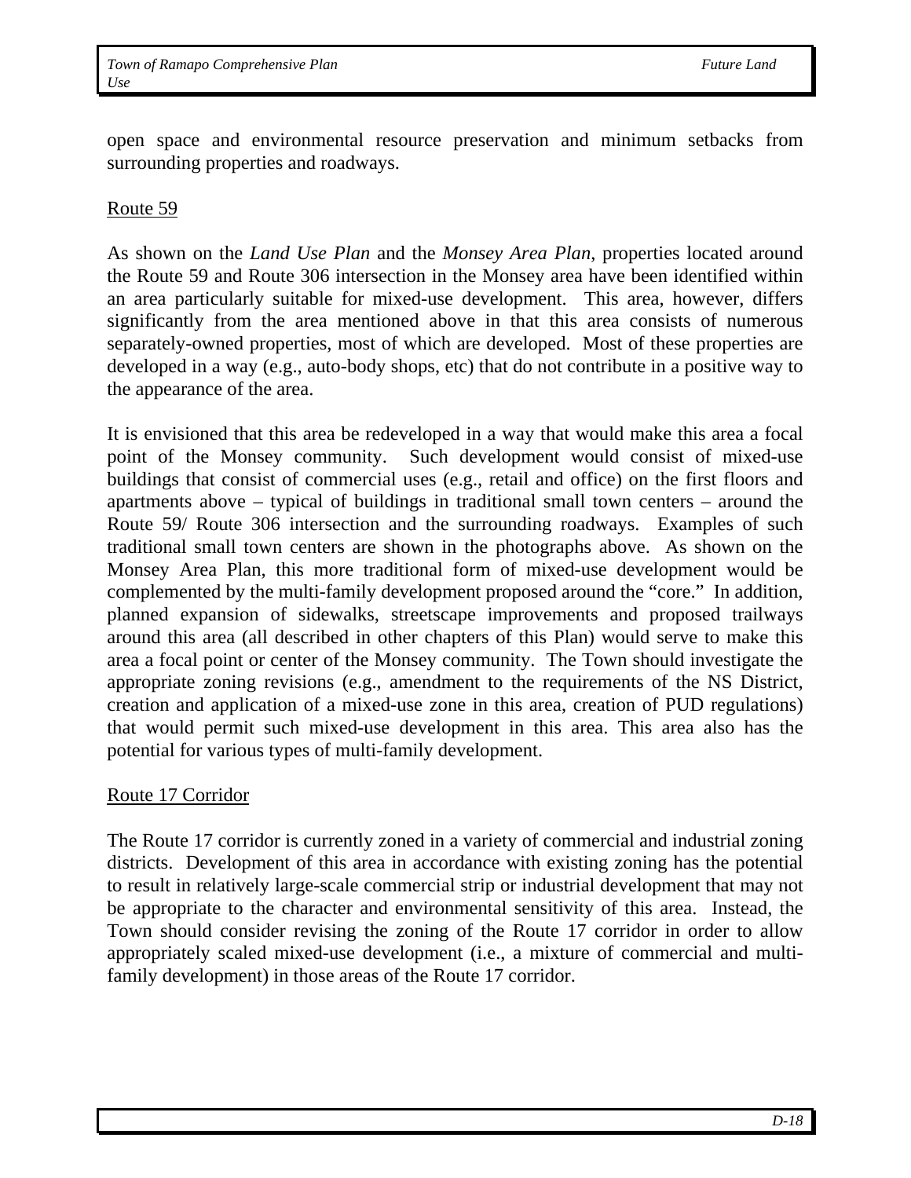open space and environmental resource preservation and minimum setbacks from surrounding properties and roadways.

## Route 59

As shown on the *Land Use Plan* and the *Monsey Area Plan*, properties located around the Route 59 and Route 306 intersection in the Monsey area have been identified within an area particularly suitable for mixed-use development. This area, however, differs significantly from the area mentioned above in that this area consists of numerous separately-owned properties, most of which are developed. Most of these properties are developed in a way (e.g., auto-body shops, etc) that do not contribute in a positive way to the appearance of the area.

It is envisioned that this area be redeveloped in a way that would make this area a focal point of the Monsey community. Such development would consist of mixed-use buildings that consist of commercial uses (e.g., retail and office) on the first floors and apartments above – typical of buildings in traditional small town centers – around the Route 59/ Route 306 intersection and the surrounding roadways. Examples of such traditional small town centers are shown in the photographs above. As shown on the Monsey Area Plan, this more traditional form of mixed-use development would be complemented by the multi-family development proposed around the "core." In addition, planned expansion of sidewalks, streetscape improvements and proposed trailways around this area (all described in other chapters of this Plan) would serve to make this area a focal point or center of the Monsey community. The Town should investigate the appropriate zoning revisions (e.g., amendment to the requirements of the NS District, creation and application of a mixed-use zone in this area, creation of PUD regulations) that would permit such mixed-use development in this area. This area also has the potential for various types of multi-family development.

## Route 17 Corridor

The Route 17 corridor is currently zoned in a variety of commercial and industrial zoning districts. Development of this area in accordance with existing zoning has the potential to result in relatively large-scale commercial strip or industrial development that may not be appropriate to the character and environmental sensitivity of this area. Instead, the Town should consider revising the zoning of the Route 17 corridor in order to allow appropriately scaled mixed-use development (i.e., a mixture of commercial and multi-family development) in those areas of the Route 17 corridor.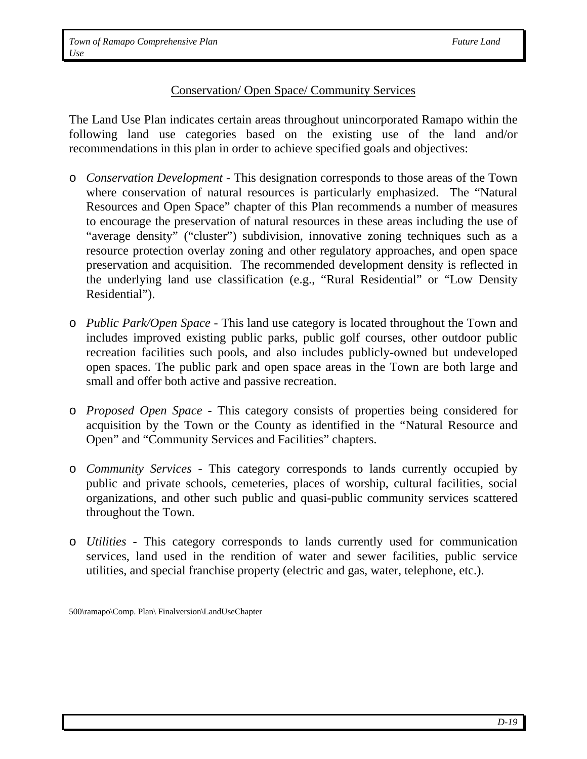## Conservation/ Open Space/ Community Services

The Land Use Plan indicates certain areas throughout unincorporated Ramapo within the following land use categories based on the existing use of the land and/or recommendations in this plan in order to achieve specified goals and objectives:

- *Conservation Development* - This designation corresponds to those areas of the Town where conservation of natural resources is particularly emphasized. The "Natural Resources and Open Space" chapter of this Plan recommends a number of measures to encourage the preservation of natural resources in these areas including the use of "average density" ("cluster") subdivision, innovative zoning techniques such as a resource protection overlay zoning and other regulatory approaches, and open space preservation and acquisition. The recommended development density is reflected in the underlying land use classification (e.g., "Rural Residential" or "Low Density Residential").

- *Public Park/Open Space* - This land use category is located throughout the Town and includes improved existing public parks, public golf courses, other outdoor public recreation facilities such pools, and also includes publicly-owned but undeveloped open spaces. The public park and open space areas in the Town are both large and small and offer both active and passive recreation.

- *Proposed Open Space* - This category consists of properties being considered for acquisition by the Town or the County as identified in the "Natural Resource and Open" and "Community Services and Facilities" chapters.

- *Community Services* - This category corresponds to lands currently occupied by public and private schools, cemeteries, places of worship, cultural facilities, social organizations, and other such public and quasi-public community services scattered throughout the Town.

- *Utilities* - This category corresponds to lands currently used for communication services, land used in the rendition of water and sewer facilities, public service utilities, and special franchise property (electric and gas, water, telephone, etc.).

500\ramapo\Comp. Plan\ Finalversion\LandUseChapter